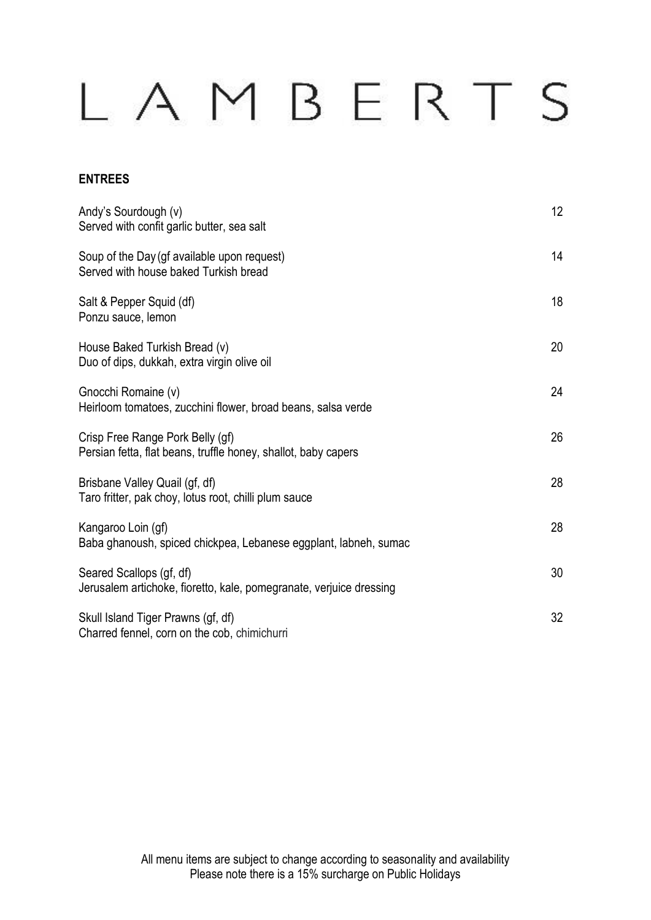# LAMBERTS

## ENTREES

| Item | Price |
|---|---|
| Andy's Sourdough (v)<br>Served with confit garlic butter, sea salt | 12 |
| Soup of the Day (gf available upon request)<br>Served with house baked Turkish bread | 14 |
| Salt & Pepper Squid (df)<br>Ponzu sauce, lemon | 18 |
| House Baked Turkish Bread (v)<br>Duo of dips, dukkah, extra virgin olive oil | 20 |
| Gnocchi Romaine (v)<br>Heirloom tomatoes, zucchini flower, broad beans, salsa verde | 24 |
| Crisp Free Range Pork Belly (gf)<br>Persian fetta, flat beans, truffle honey, shallot, baby capers | 26 |
| Brisbane Valley Quail (gf, df)<br>Taro fritter, pak choy, lotus root, chilli plum sauce | 28 |
| Kangaroo Loin (gf)<br>Baba ghanoush, spiced chickpea, Lebanese eggplant, labneh, sumac | 28 |
| Seared Scallops (gf, df)<br>Jerusalem artichoke, fioretto, kale, pomegranate, verjuice dressing | 30 |
| Skull Island Tiger Prawns (gf, df)<br>Charred fennel, corn on the cob, chimichurri | 32 |

All menu items are subject to change according to seasonality and availability
Please note there is a 15% surcharge on Public Holidays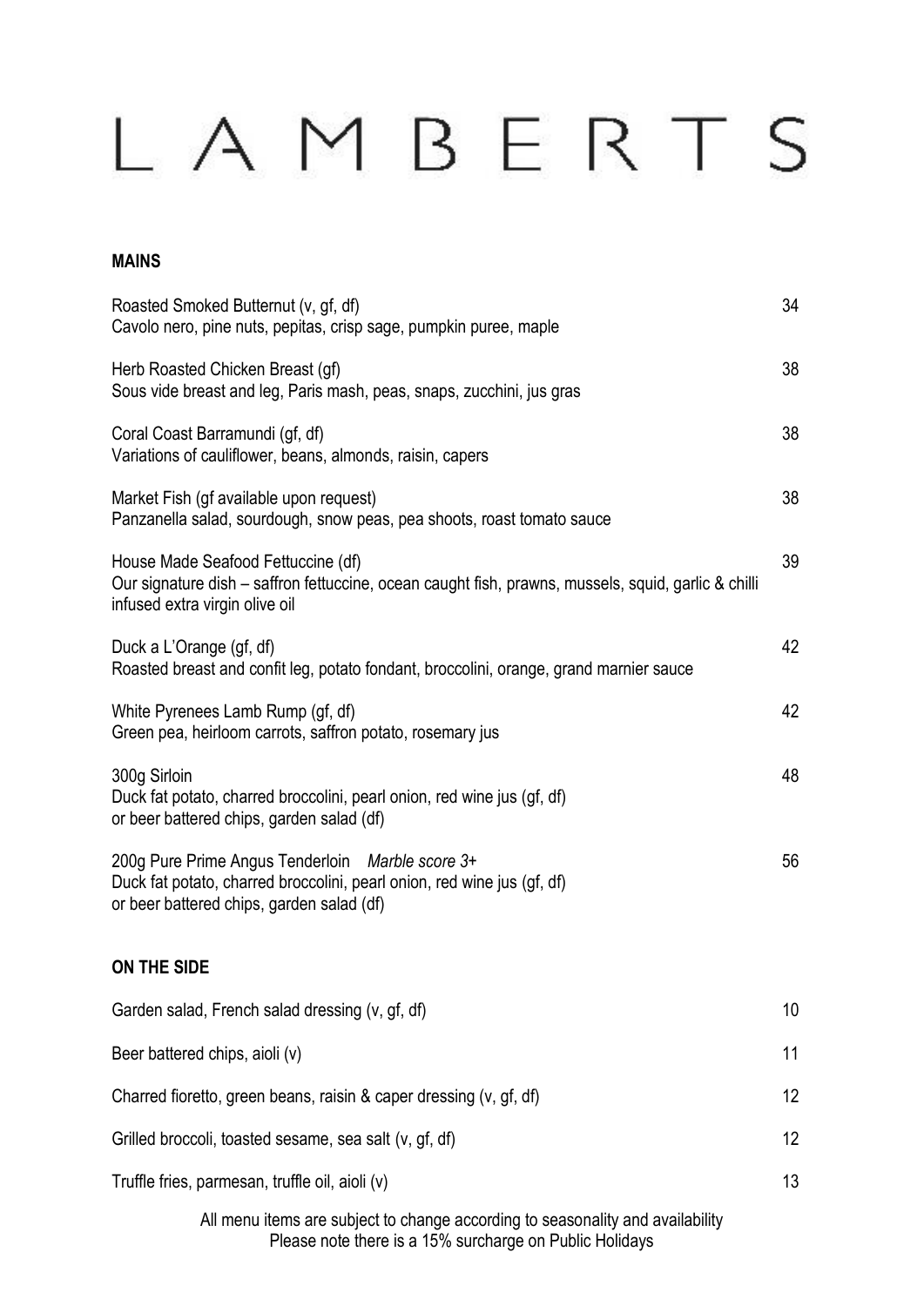# LAMBERTS

## MAINS

| Item | Price |
|---|---|
| Roasted Smoked Butternut (v, gf, df)<br>Cavolo nero, pine nuts, pepitas, crisp sage, pumpkin puree, maple | 34 |
| Herb Roasted Chicken Breast (gf)<br>Sous vide breast and leg, Paris mash, peas, snaps, zucchini, jus gras | 38 |
| Coral Coast Barramundi (gf, df)<br>Variations of cauliflower, beans, almonds, raisin, capers | 38 |
| Market Fish (gf available upon request)<br>Panzanella salad, sourdough, snow peas, pea shoots, roast tomato sauce | 38 |
| House Made Seafood Fettuccine (df)<br>Our signature dish – saffron fettuccine, ocean caught fish, prawns, mussels, squid, garlic & chilli infused extra virgin olive oil | 39 |
| Duck a L'Orange (gf, df)<br>Roasted breast and confit leg, potato fondant, broccolini, orange, grand marnier sauce | 42 |
| White Pyrenees Lamb Rump (gf, df)<br>Green pea, heirloom carrots, saffron potato, rosemary jus | 42 |
| 300g Sirloin<br>Duck fat potato, charred broccolini, pearl onion, red wine jus (gf, df)<br>or beer battered chips, garden salad (df) | 48 |
| 200g Pure Prime Angus Tenderloin *Marble score 3+*<br>Duck fat potato, charred broccolini, pearl onion, red wine jus (gf, df)<br>or beer battered chips, garden salad (df) | 56 |

## ON THE SIDE

| Item | Price |
|---|---|
| Garden salad, French salad dressing (v, gf, df) | 10 |
| Beer battered chips, aioli (v) | 11 |
| Charred fioretto, green beans, raisin & caper dressing (v, gf, df) | 12 |
| Grilled broccoli, toasted sesame, sea salt (v, gf, df) | 12 |
| Truffle fries, parmesan, truffle oil, aioli (v) | 13 |

All menu items are subject to change according to seasonality and availability
Please note there is a 15% surcharge on Public Holidays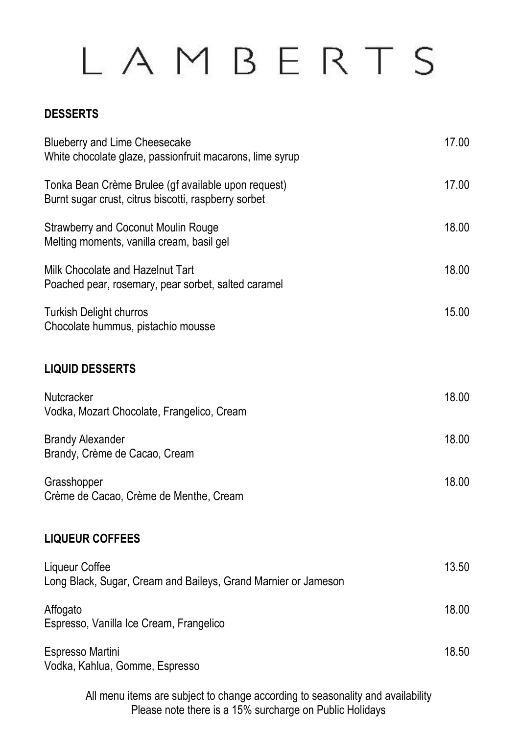# LAMBERTS

## DESSERTS

| | |
|---|---|
| Blueberry and Lime Cheesecake<br>White chocolate glaze, passionfruit macarons, lime syrup | 17.00 |
| Tonka Bean Crème Brulee (gf available upon request)<br>Burnt sugar crust, citrus biscotti, raspberry sorbet | 17.00 |
| Strawberry and Coconut Moulin Rouge<br>Melting moments, vanilla cream, basil gel | 18.00 |
| Milk Chocolate and Hazelnut Tart<br>Poached pear, rosemary, pear sorbet, salted caramel | 18.00 |
| Turkish Delight churros<br>Chocolate hummus, pistachio mousse | 15.00 |

## LIQUID DESSERTS

| | |
|---|---|
| Nutcracker<br>Vodka, Mozart Chocolate, Frangelico, Cream | 18.00 |
| Brandy Alexander<br>Brandy, Crème de Cacao, Cream | 18.00 |
| Grasshopper<br>Crème de Cacao, Crème de Menthe, Cream | 18.00 |

## LIQUEUR COFFEES

| | |
|---|---|
| Liqueur Coffee<br>Long Black, Sugar, Cream and Baileys, Grand Marnier or Jameson | 13.50 |
| Affogato<br>Espresso, Vanilla Ice Cream, Frangelico | 18.00 |
| Espresso Martini<br>Vodka, Kahlua, Gomme, Espresso | 18.50 |

All menu items are subject to change according to seasonality and availability
Please note there is a 15% surcharge on Public Holidays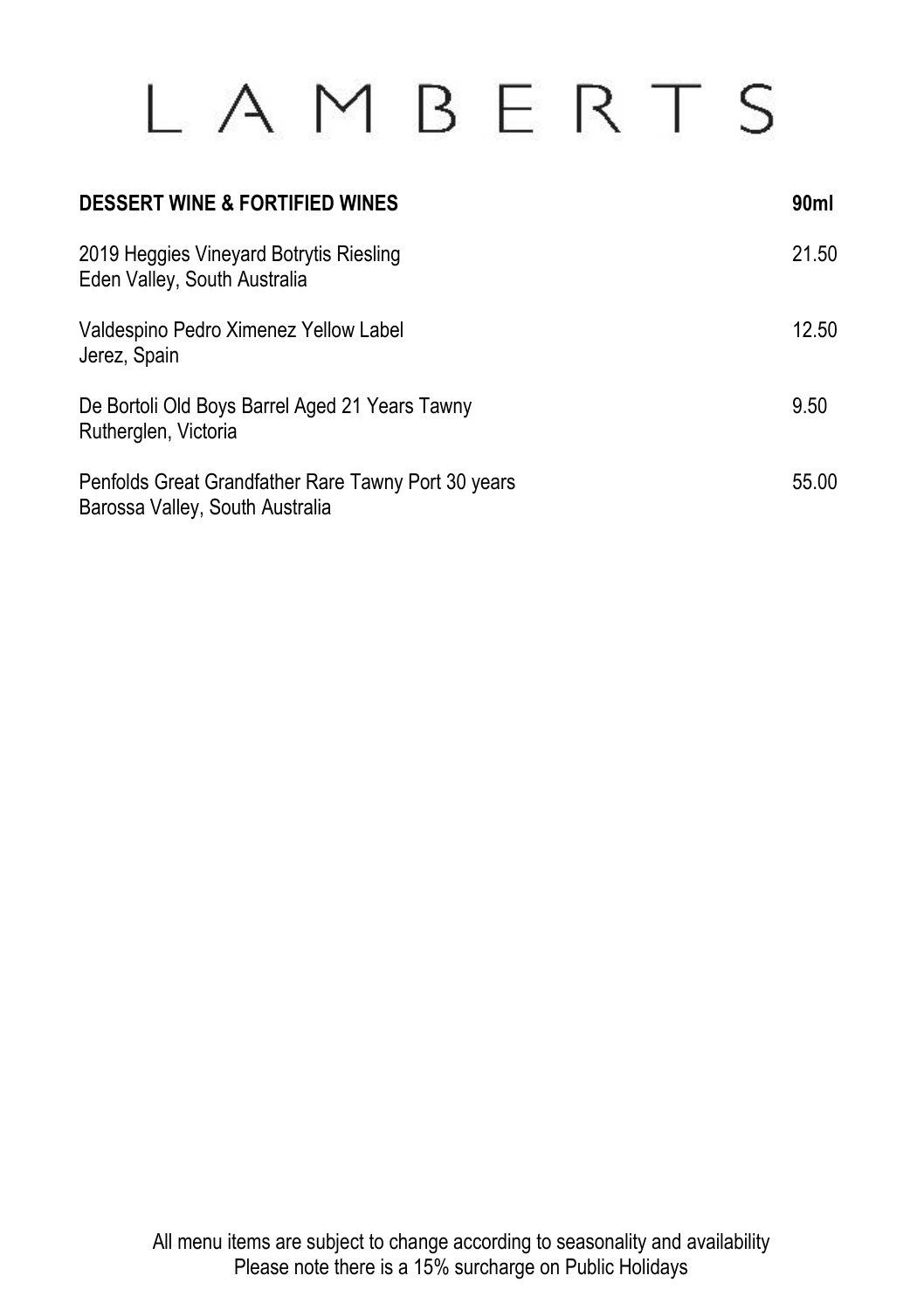# LAMBERTS

| DESSERT WINE & FORTIFIED WINES | 90ml |
|---|---|
| 2019 Heggies Vineyard Botrytis Riesling<br>Eden Valley, South Australia | 21.50 |
| Valdespino Pedro Ximenez Yellow Label<br>Jerez, Spain | 12.50 |
| De Bortoli Old Boys Barrel Aged 21 Years Tawny<br>Rutherglen, Victoria | 9.50 |
| Penfolds Great Grandfather Rare Tawny Port 30 years<br>Barossa Valley, South Australia | 55.00 |

All menu items are subject to change according to seasonality and availability
Please note there is a 15% surcharge on Public Holidays